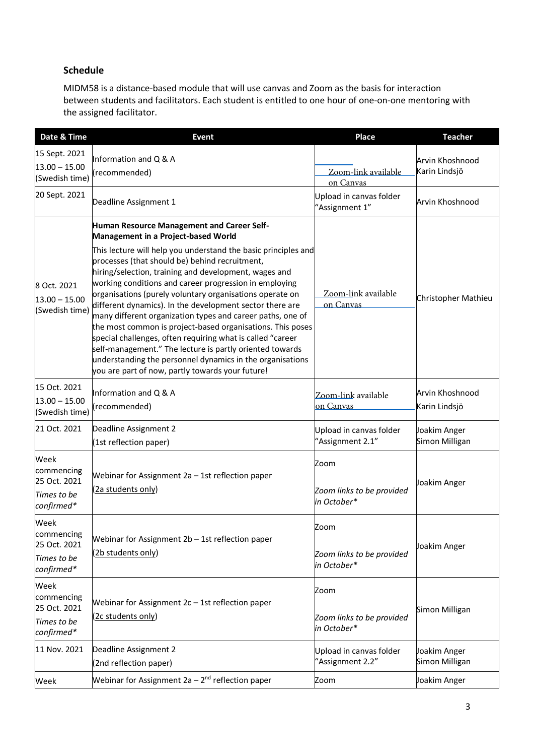## Schedule

MIDM58 is a distance-based module that will use canvas and Zoom as the basis for interaction between students and facilitators. Each student is entitled to one hour of one-on-one mentoring with the assigned facilitator.

| Date & Time | Event | Place | Teacher |
|---|---|---|---|
| 15 Sept. 2021<br>13.00 – 15.00<br>(Swedish time) | Information and Q & A<br>(recommended) | Zoom-link available on Canvas | Arvin Khoshnood<br>Karin Lindsjö |
| 20 Sept. 2021 | Deadline Assignment 1 | Upload in canvas folder "Assignment 1" | Arvin Khoshnood |
| 8 Oct. 2021<br>13.00 – 15.00<br>(Swedish time) | **Human Resource Management and Career Self-Management in a Project-based World**<br>This lecture will help you understand the basic principles and processes (that should be) behind recruitment, hiring/selection, training and development, wages and working conditions and career progression in employing organisations (purely voluntary organisations operate on different dynamics). In the development sector there are many different organization types and career paths, one of the most common is project-based organisations. This poses special challenges, often requiring what is called "career self-management." The lecture is partly oriented towards understanding the personnel dynamics in the organisations you are part of now, partly towards your future! | Zoom-link available on Canvas | Christopher Mathieu |
| 15 Oct. 2021<br>13.00 – 15.00<br>(Swedish time) | Information and Q & A<br>(recommended) | Zoom-link available on Canvas | Arvin Khoshnood<br>Karin Lindsjö |
| 21 Oct. 2021 | Deadline Assignment 2<br>(1st reflection paper) | Upload in canvas folder "Assignment 2.1" | Joakim Anger<br>Simon Milligan |
| Week commencing 25 Oct. 2021<br>*Times to be confirmed\** | Webinar for Assignment 2a – 1st reflection paper<br>(2a students only) | Zoom<br>*Zoom links to be provided in October\** | Joakim Anger |
| Week commencing 25 Oct. 2021<br>*Times to be confirmed\** | Webinar for Assignment 2b – 1st reflection paper<br>(2b students only) | Zoom<br>*Zoom links to be provided in October\** | Joakim Anger |
| Week commencing 25 Oct. 2021<br>*Times to be confirmed\** | Webinar for Assignment 2c – 1st reflection paper<br>(2c students only) | Zoom<br>*Zoom links to be provided in October\** | Simon Milligan |
| 11 Nov. 2021 | Deadline Assignment 2<br>(2nd reflection paper) | Upload in canvas folder "Assignment 2.2" | Joakim Anger<br>Simon Milligan |
| Week | Webinar for Assignment 2a – 2nd reflection paper | Zoom | Joakim Anger |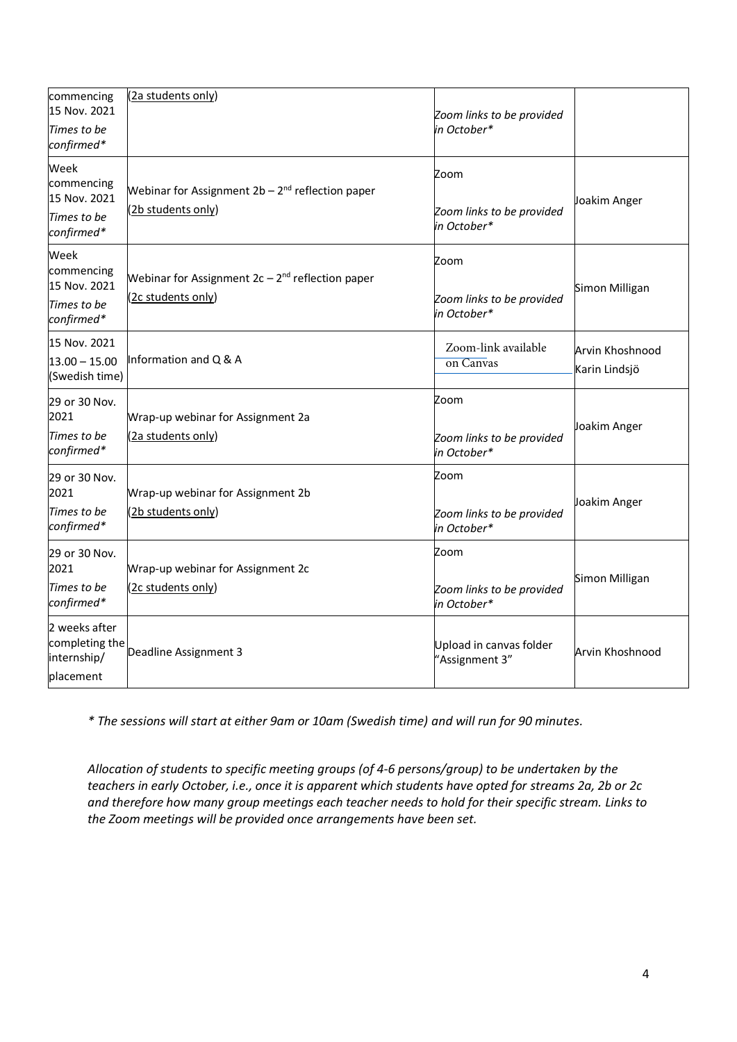| | | | |
|---|---|---|---|
| commencing 15 Nov. 2021<br>*Times to be confirmed** | (2a students only) | *Zoom links to be provided in October** | |
| Week commencing 15 Nov. 2021<br>*Times to be confirmed** | Webinar for Assignment 2b – 2nd reflection paper<br>(2b students only) | Zoom<br>*Zoom links to be provided in October** | Joakim Anger |
| Week commencing 15 Nov. 2021<br>*Times to be confirmed** | Webinar for Assignment 2c – 2nd reflection paper<br>(2c students only) | Zoom<br>*Zoom links to be provided in October** | Simon Milligan |
| 15 Nov. 2021<br>13.00 – 15.00 (Swedish time) | Information and Q & A | Zoom-link available on Canvas | Arvin Khoshnood<br>Karin Lindsjö |
| 29 or 30 Nov. 2021<br>*Times to be confirmed** | Wrap-up webinar for Assignment 2a<br>(2a students only) | Zoom<br>*Zoom links to be provided in October** | Joakim Anger |
| 29 or 30 Nov. 2021<br>*Times to be confirmed** | Wrap-up webinar for Assignment 2b<br>(2b students only) | Zoom<br>*Zoom links to be provided in October** | Joakim Anger |
| 29 or 30 Nov. 2021<br>*Times to be confirmed** | Wrap-up webinar for Assignment 2c<br>(2c students only) | Zoom<br>*Zoom links to be provided in October** | Simon Milligan |
| 2 weeks after completing the internship/ placement | Deadline Assignment 3 | Upload in canvas folder "Assignment 3" | Arvin Khoshnood |

*\* The sessions will start at either 9am or 10am (Swedish time) and will run for 90 minutes.*

*Allocation of students to specific meeting groups (of 4-6 persons/group) to be undertaken by the teachers in early October, i.e., once it is apparent which students have opted for streams 2a, 2b or 2c and therefore how many group meetings each teacher needs to hold for their specific stream. Links to the Zoom meetings will be provided once arrangements have been set.*